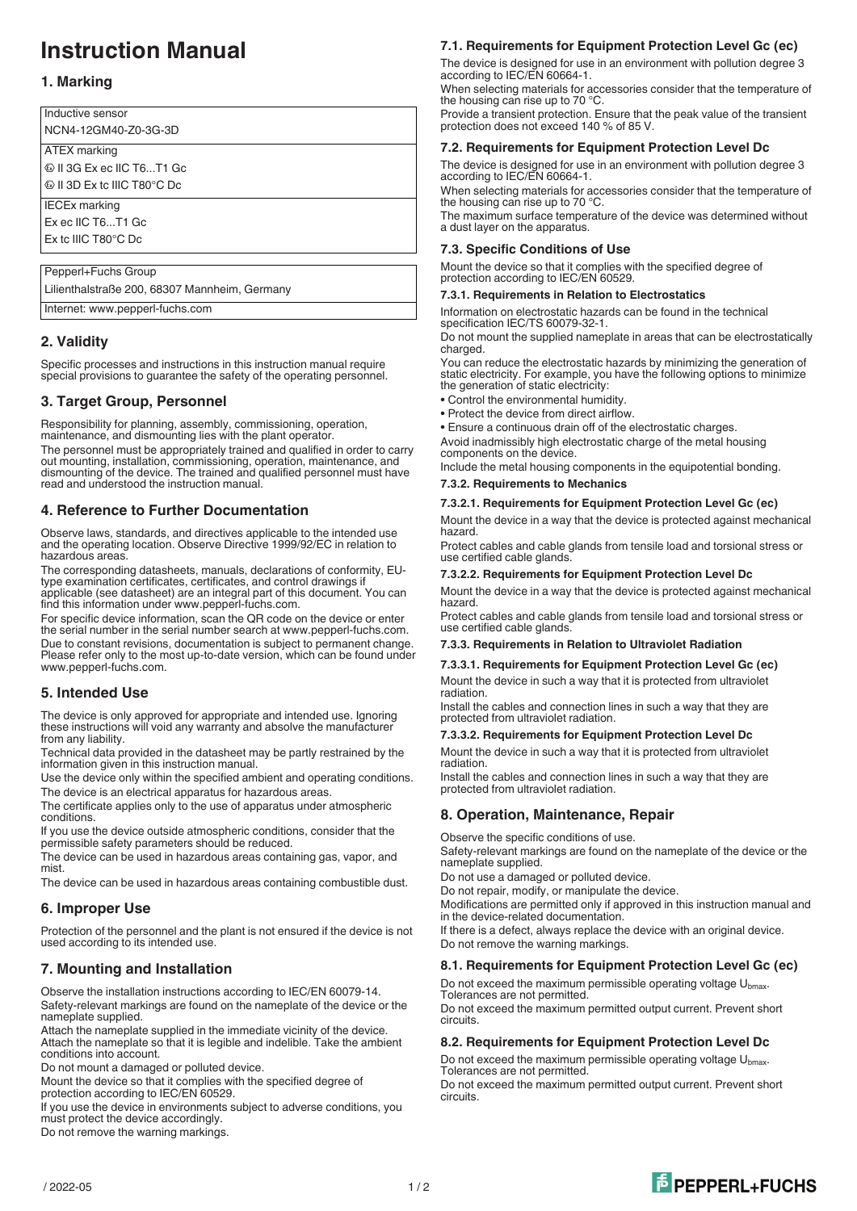# Instruction Manual

## 1. Marking

| | |
|---|---|
| Inductive sensor | |
| NCN4-12GM40-Z0-3G-3D | |
| ATEX marking | |
| Ⓔ II 3G Ex ec IIC T6...T1 Gc | |
| Ⓔ II 3D Ex tc IIIC T80°C Dc | |
| IECEx marking | |
| Ex ec IIC T6...T1 Gc | |
| Ex tc IIIC T80°C Dc | |

| |
|---|
| Pepperl+Fuchs Group |
| Lilienthalstraße 200, 68307 Mannheim, Germany |
| Internet: www.pepperl-fuchs.com |

## 2. Validity

Specific processes and instructions in this instruction manual require special provisions to guarantee the safety of the operating personnel.

## 3. Target Group, Personnel

Responsibility for planning, assembly, commissioning, operation, maintenance, and dismounting lies with the plant operator.

The personnel must be appropriately trained and qualified in order to carry out mounting, installation, commissioning, operation, maintenance, and dismounting of the device. The trained and qualified personnel must have read and understood the instruction manual.

## 4. Reference to Further Documentation

Observe laws, standards, and directives applicable to the intended use and the operating location. Observe Directive 1999/92/EC in relation to hazardous areas.

The corresponding datasheets, manuals, declarations of conformity, EU-type examination certificates, certificates, and control drawings if applicable (see datasheet) are an integral part of this document. You can find this information under www.pepperl-fuchs.com.

For specific device information, scan the QR code on the device or enter the serial number in the serial number search at www.pepperl-fuchs.com.

Due to constant revisions, documentation is subject to permanent change. Please refer only to the most up-to-date version, which can be found under www.pepperl-fuchs.com.

## 5. Intended Use

The device is only approved for appropriate and intended use. Ignoring these instructions will void any warranty and absolve the manufacturer from any liability.

Technical data provided in the datasheet may be partly restrained by the information given in this instruction manual.

Use the device only within the specified ambient and operating conditions.

The device is an electrical apparatus for hazardous areas.

The certificate applies only to the use of apparatus under atmospheric conditions.

If you use the device outside atmospheric conditions, consider that the permissible safety parameters should be reduced.

The device can be used in hazardous areas containing gas, vapor, and mist.

The device can be used in hazardous areas containing combustible dust.

## 6. Improper Use

Protection of the personnel and the plant is not ensured if the device is not used according to its intended use.

## 7. Mounting and Installation

Observe the installation instructions according to IEC/EN 60079-14.

Safety-relevant markings are found on the nameplate of the device or the nameplate supplied.

Attach the nameplate supplied in the immediate vicinity of the device. Attach the nameplate so that it is legible and indelible. Take the ambient conditions into account.

Do not mount a damaged or polluted device.

Mount the device so that it complies with the specified degree of protection according to IEC/EN 60529.

If you use the device in environments subject to adverse conditions, you must protect the device accordingly.

Do not remove the warning markings.

### 7.1. Requirements for Equipment Protection Level Gc (ec)

The device is designed for use in an environment with pollution degree 3 according to IEC/EN 60664-1.

When selecting materials for accessories consider that the temperature of the housing can rise up to 70 °C.

Provide a transient protection. Ensure that the peak value of the transient protection does not exceed 140 % of 85 V.

### 7.2. Requirements for Equipment Protection Level Dc

The device is designed for use in an environment with pollution degree 3 according to IEC/EN 60664-1.

When selecting materials for accessories consider that the temperature of the housing can rise up to 70 °C.

The maximum surface temperature of the device was determined without a dust layer on the apparatus.

### 7.3. Specific Conditions of Use

Mount the device so that it complies with the specified degree of protection according to IEC/EN 60529.

#### 7.3.1. Requirements in Relation to Electrostatics

Information on electrostatic hazards can be found in the technical specification IEC/TS 60079-32-1.

Do not mount the supplied nameplate in areas that can be electrostatically charged.

You can reduce the electrostatic hazards by minimizing the generation of static electricity. For example, you have the following options to minimize the generation of static electricity:

- Control the environmental humidity.
- Protect the device from direct airflow.
- Ensure a continuous drain off of the electrostatic charges.

Avoid inadmissibly high electrostatic charge of the metal housing components on the device.

Include the metal housing components in the equipotential bonding.

#### 7.3.2. Requirements to Mechanics

##### 7.3.2.1. Requirements for Equipment Protection Level Gc (ec)

Mount the device in a way that the device is protected against mechanical hazard.

Protect cables and cable glands from tensile load and torsional stress or use certified cable glands.

##### 7.3.2.2. Requirements for Equipment Protection Level Dc

Mount the device in a way that the device is protected against mechanical hazard.

Protect cables and cable glands from tensile load and torsional stress or use certified cable glands.

#### 7.3.3. Requirements in Relation to Ultraviolet Radiation

##### 7.3.3.1. Requirements for Equipment Protection Level Gc (ec)

Mount the device in such a way that it is protected from ultraviolet radiation.

Install the cables and connection lines in such a way that they are protected from ultraviolet radiation.

##### 7.3.3.2. Requirements for Equipment Protection Level Dc

Mount the device in such a way that it is protected from ultraviolet radiation.

Install the cables and connection lines in such a way that they are protected from ultraviolet radiation.

## 8. Operation, Maintenance, Repair

Observe the specific conditions of use.

Safety-relevant markings are found on the nameplate of the device or the nameplate supplied.

Do not use a damaged or polluted device.

Do not repair, modify, or manipulate the device.

Modifications are permitted only if approved in this instruction manual and in the device-related documentation.

If there is a defect, always replace the device with an original device.

Do not remove the warning markings.

### 8.1. Requirements for Equipment Protection Level Gc (ec)

Do not exceed the maximum permissible operating voltage $U_{bmax}$. Tolerances are not permitted.

Do not exceed the maximum permitted output current. Prevent short circuits.

### 8.2. Requirements for Equipment Protection Level Dc

Do not exceed the maximum permissible operating voltage $U_{bmax}$. Tolerances are not permitted.

Do not exceed the maximum permitted output current. Prevent short circuits.

/ 2022-05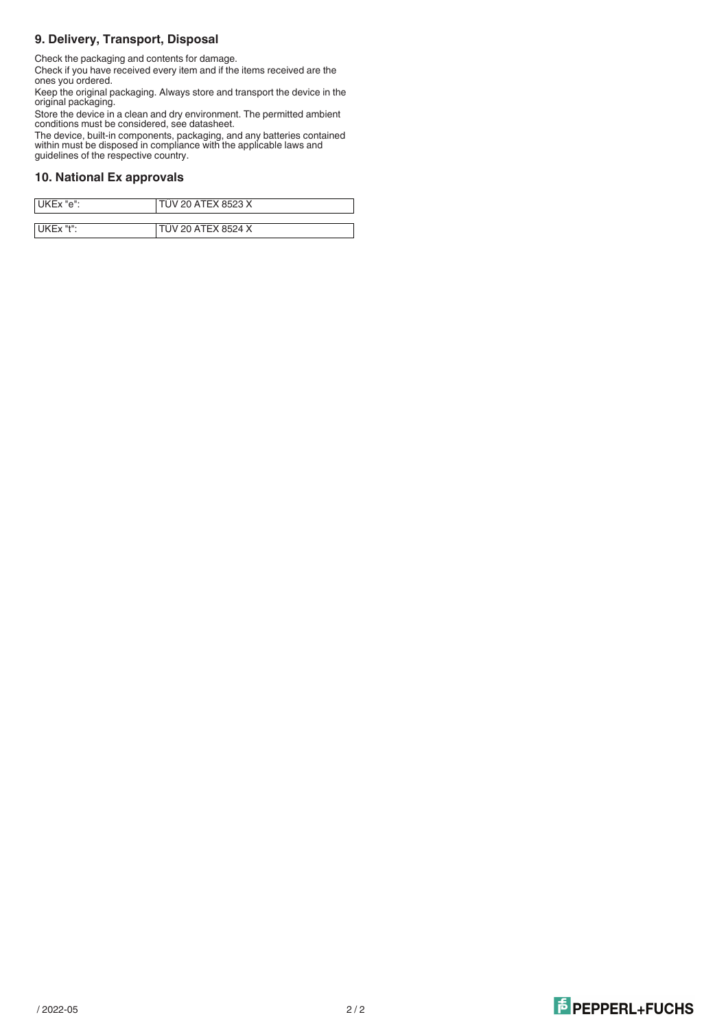## 9. Delivery, Transport, Disposal

Check the packaging and contents for damage.
Check if you have received every item and if the items received are the ones you ordered.
Keep the original packaging. Always store and transport the device in the original packaging.
Store the device in a clean and dry environment. The permitted ambient conditions must be considered, see datasheet.
The device, built-in components, packaging, and any batteries contained within must be disposed in compliance with the applicable laws and guidelines of the respective country.

## 10. National Ex approvals

| | |
|---|---|
| UKEx "e": | TÜV 20 ATEX 8523 X |
| UKEx "t": | TÜV 20 ATEX 8524 X |